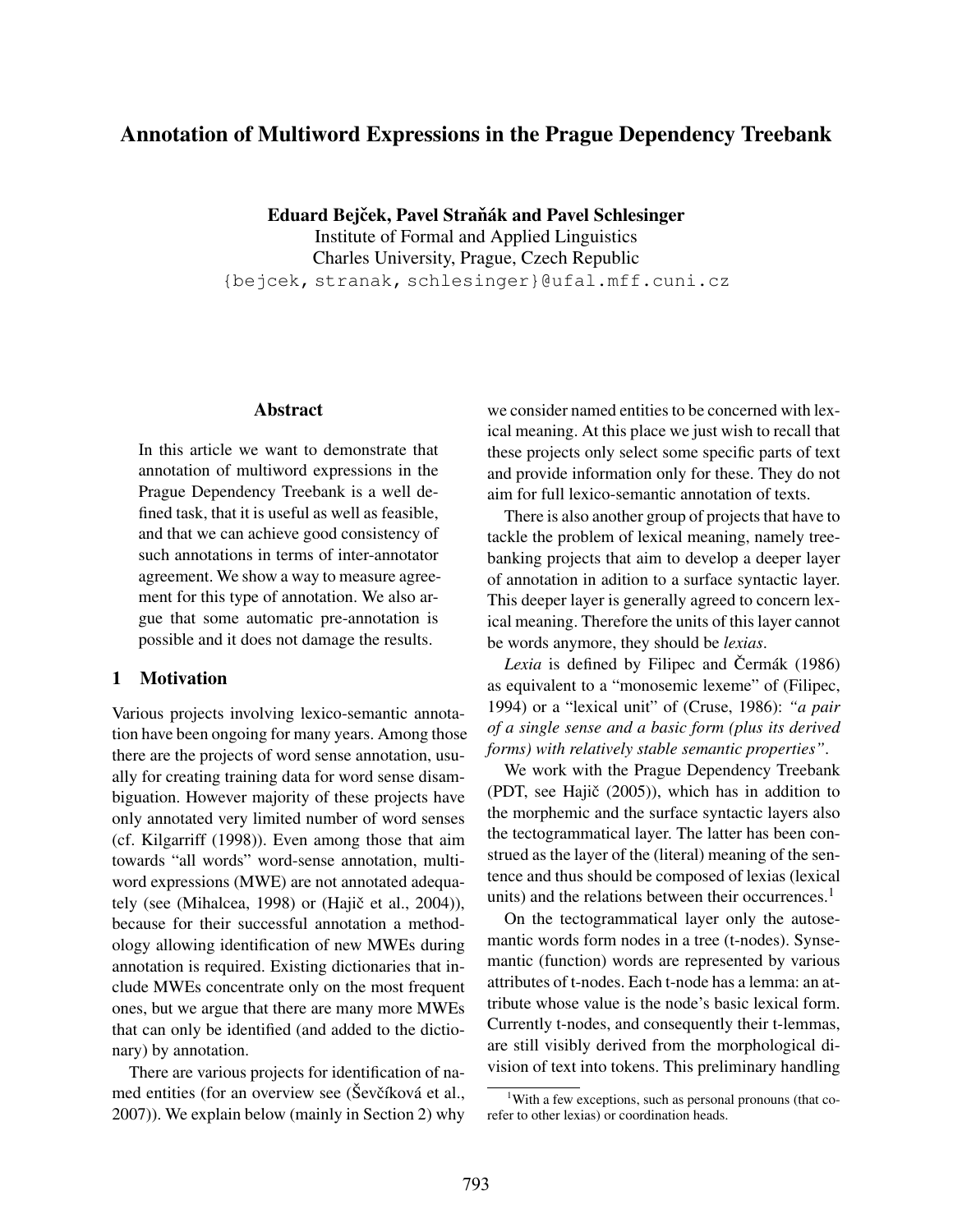# Annotation of Multiword Expressions in the Prague Dependency Treebank

**Eduard Bejček, Pavel Straňák and Pavel Schlesinger**
Institute of Formal and Applied Linguistics
Charles University, Prague, Czech Republic
{bejcek, stranak, schlesinger}@ufal.mff.cuni.cz

### Abstract

In this article we want to demonstrate that annotation of multiword expressions in the Prague Dependency Treebank is a well defined task, that it is useful as well as feasible, and that we can achieve good consistency of such annotations in terms of inter-annotator agreement. We show a way to measure agreement for this type of annotation. We also argue that some automatic pre-annotation is possible and it does not damage the results.

## 1 Motivation

Various projects involving lexico-semantic annotation have been ongoing for many years. Among those there are the projects of word sense annotation, usually for creating training data for word sense disambiguation. However majority of these projects have only annotated very limited number of word senses (cf. Kilgarriff (1998)). Even among those that aim towards "all words" word-sense annotation, multiword expressions (MWE) are not annotated adequately (see (Mihalcea, 1998) or (Hajič et al., 2004)), because for their successful annotation a methodology allowing identification of new MWEs during annotation is required. Existing dictionaries that include MWEs concentrate only on the most frequent ones, but we argue that there are many more MWEs that can only be identified (and added to the dictionary) by annotation.

There are various projects for identification of named entities (for an overview see (Ševčíková et al., 2007)). We explain below (mainly in Section 2) why we consider named entities to be concerned with lexical meaning. At this place we just wish to recall that these projects only select some specific parts of text and provide information only for these. They do not aim for full lexico-semantic annotation of texts.

There is also another group of projects that have to tackle the problem of lexical meaning, namely treebanking projects that aim to develop a deeper layer of annotation in adition to a surface syntactic layer. This deeper layer is generally agreed to concern lexical meaning. Therefore the units of this layer cannot be words anymore, they should be *lexias*.

*Lexia* is defined by Filipec and Čermák (1986) as equivalent to a "monosemic lexeme" of (Filipec, 1994) or a "lexical unit" of (Cruse, 1986): *"a pair of a single sense and a basic form (plus its derived forms) with relatively stable semantic properties"*.

We work with the Prague Dependency Treebank (PDT, see Hajič (2005)), which has in addition to the morphemic and the surface syntactic layers also the tectogrammatical layer. The latter has been construed as the layer of the (literal) meaning of the sentence and thus should be composed of lexias (lexical units) and the relations between their occurrences.[1]

On the tectogrammatical layer only the autosemantic words form nodes in a tree (t-nodes). Synsemantic (function) words are represented by various attributes of t-nodes. Each t-node has a lemma: an attribute whose value is the node's basic lexical form. Currently t-nodes, and consequently their t-lemmas, are still visibly derived from the morphological division of text into tokens. This preliminary handling

[1] With a few exceptions, such as personal pronouns (that corefer to other lexias) or coordination heads.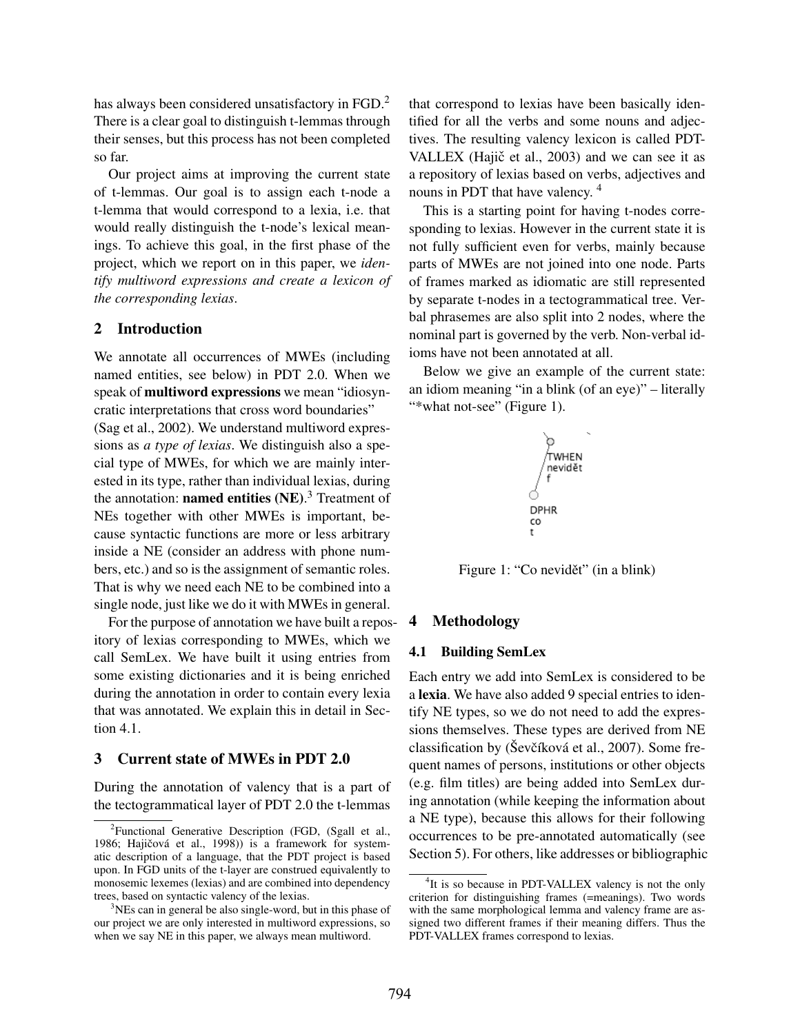has always been considered unsatisfactory in FGD.[2] There is a clear goal to distinguish t-lemmas through their senses, but this process has not been completed so far.

Our project aims at improving the current state of t-lemmas. Our goal is to assign each t-node a t-lemma that would correspond to a lexia, i.e. that would really distinguish the t-node's lexical meanings. To achieve this goal, in the first phase of the project, which we report on in this paper, we *identify multiword expressions and create a lexicon of the corresponding lexias*.

## 2 Introduction

We annotate all occurrences of MWEs (including named entities, see below) in PDT 2.0. When we speak of **multiword expressions** we mean "idiosyncratic interpretations that cross word boundaries" (Sag et al., 2002). We understand multiword expressions as *a type of lexias*. We distinguish also a special type of MWEs, for which we are mainly interested in its type, rather than individual lexias, during the annotation: **named entities (NE)**.[3] Treatment of NEs together with other MWEs is important, because syntactic functions are more or less arbitrary inside a NE (consider an address with phone numbers, etc.) and so is the assignment of semantic roles. That is why we need each NE to be combined into a single node, just like we do it with MWEs in general.

For the purpose of annotation we have built a repository of lexias corresponding to MWEs, which we call SemLex. We have built it using entries from some existing dictionaries and it is being enriched during the annotation in order to contain every lexia that was annotated. We explain this in detail in Section 4.1.

## 3 Current state of MWEs in PDT 2.0

During the annotation of valency that is a part of the tectogrammatical layer of PDT 2.0 the t-lemmas that correspond to lexias have been basically identified for all the verbs and some nouns and adjectives. The resulting valency lexicon is called PDT-VALLEX (Hajič et al., 2003) and we can see it as a repository of lexias based on verbs, adjectives and nouns in PDT that have valency.[4]

This is a starting point for having t-nodes corresponding to lexias. However in the current state it is not fully sufficient even for verbs, mainly because parts of MWEs are not joined into one node. Parts of frames marked as idiomatic are still represented by separate t-nodes in a tectogrammatical tree. Verbal phrasemes are also split into 2 nodes, where the nominal part is governed by the verb. Non-verbal idioms have not been annotated at all.

Below we give an example of the current state: an idiom meaning "in a blink (of an eye)" – literally "*what not-see" (Figure 1).

TWHEN
nevidět
f

DPHR
co
t

Figure 1: "Co nevidět" (in a blink)

## 4 Methodology

### 4.1 Building SemLex

Each entry we add into SemLex is considered to be a **lexia**. We have also added 9 special entries to identify NE types, so we do not need to add the expressions themselves. These types are derived from NE classification by (Ševčíková et al., 2007). Some frequent names of persons, institutions or other objects (e.g. film titles) are being added into SemLex during annotation (while keeping the information about a NE type), because this allows for their following occurrences to be pre-annotated automatically (see Section 5). For others, like addresses or bibliographic

[2] Functional Generative Description (FGD, (Sgall et al., 1986; Hajičová et al., 1998)) is a framework for systematic description of a language, that the PDT project is based upon. In FGD units of the t-layer are construed equivalently to monosemic lexemes (lexias) and are combined into dependency trees, based on syntactic valency of the lexias.

[3] NEs can in general be also single-word, but in this phase of our project we are only interested in multiword expressions, so when we say NE in this paper, we always mean multiword.

[4] It is so because in PDT-VALLEX valency is not the only criterion for distinguishing frames (=meanings). Two words with the same morphological lemma and valency frame are assigned two different frames if their meaning differs. Thus the PDT-VALLEX frames correspond to lexias.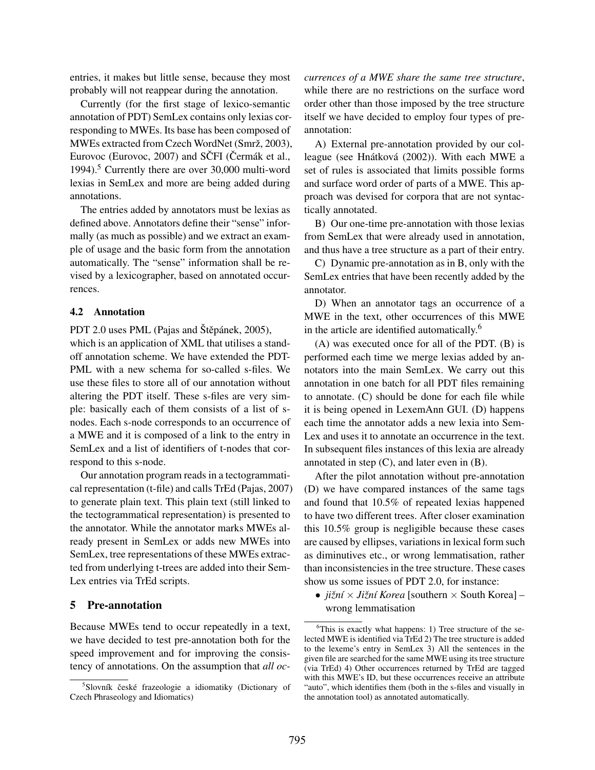entries, it makes but little sense, because they most probably will not reappear during the annotation.

Currently (for the first stage of lexico-semantic annotation of PDT) SemLex contains only lexias corresponding to MWEs. Its base has been composed of MWEs extracted from Czech WordNet (Smrž, 2003), Eurovoc (Eurovoc, 2007) and SČFI (Čermák et al., 1994).[5] Currently there are over 30,000 multi-word lexias in SemLex and more are being added during annotations.

The entries added by annotators must be lexias as defined above. Annotators define their "sense" informally (as much as possible) and we extract an example of usage and the basic form from the annotation automatically. The "sense" information shall be revised by a lexicographer, based on annotated occurrences.

### 4.2 Annotation

PDT 2.0 uses PML (Pajas and Štěpánek, 2005), which is an application of XML that utilises a standoff annotation scheme. We have extended the PDT-PML with a new schema for so-called s-files. We use these files to store all of our annotation without altering the PDT itself. These s-files are very simple: basically each of them consists of a list of s-nodes. Each s-node corresponds to an occurrence of a MWE and it is composed of a link to the entry in SemLex and a list of identifiers of t-nodes that correspond to this s-node.

Our annotation program reads in a tectogrammatical representation (t-file) and calls TrEd (Pajas, 2007) to generate plain text. This plain text (still linked to the tectogrammatical representation) is presented to the annotator. While the annotator marks MWEs already present in SemLex or adds new MWEs into SemLex, tree representations of these MWEs extracted from underlying t-trees are added into their SemLex entries via TrEd scripts.

## 5 Pre-annotation

Because MWEs tend to occur repeatedly in a text, we have decided to test pre-annotation both for the speed improvement and for improving the consistency of annotations. On the assumption that *all occurrences of a MWE share the same tree structure*, while there are no restrictions on the surface word order other than those imposed by the tree structure itself we have decided to employ four types of pre-annotation:

A) External pre-annotation provided by our colleague (see Hnátková (2002)). With each MWE a set of rules is associated that limits possible forms and surface word order of parts of a MWE. This approach was devised for corpora that are not syntactically annotated.

B) Our one-time pre-annotation with those lexias from SemLex that were already used in annotation, and thus have a tree structure as a part of their entry.

C) Dynamic pre-annotation as in B, only with the SemLex entries that have been recently added by the annotator.

D) When an annotator tags an occurrence of a MWE in the text, other occurrences of this MWE in the article are identified automatically.[6]

(A) was executed once for all of the PDT. (B) is performed each time we merge lexias added by annotators into the main SemLex. We carry out this annotation in one batch for all PDT files remaining to annotate. (C) should be done for each file while it is being opened in LexemAnn GUI. (D) happens each time the annotator adds a new lexia into SemLex and uses it to annotate an occurrence in the text. In subsequent files instances of this lexia are already annotated in step (C), and later even in (B).

After the pilot annotation without pre-annotation (D) we have compared instances of the same tags and found that 10.5% of repeated lexias happened to have two different trees. After closer examination this 10.5% group is negligible because these cases are caused by ellipses, variations in lexical form such as diminutives etc., or wrong lemmatisation, rather than inconsistencies in the tree structure. These cases show us some issues of PDT 2.0, for instance:

- *jižní* × *Jižní Korea* [southern × South Korea] – wrong lemmatisation

---

[5] Slovník české frazeologie a idiomatiky (Dictionary of Czech Phraseology and Idiomatics)

[6] This is exactly what happens: 1) Tree structure of the selected MWE is identified via TrEd 2) The tree structure is added to the lexeme's entry in SemLex 3) All the sentences in the given file are searched for the same MWE using its tree structure (via TrEd) 4) Other occurrences returned by TrEd are tagged with this MWE's ID, but these occurrences receive an attribute "auto", which identifies them (both in the s-files and visually in the annotation tool) as annotated automatically.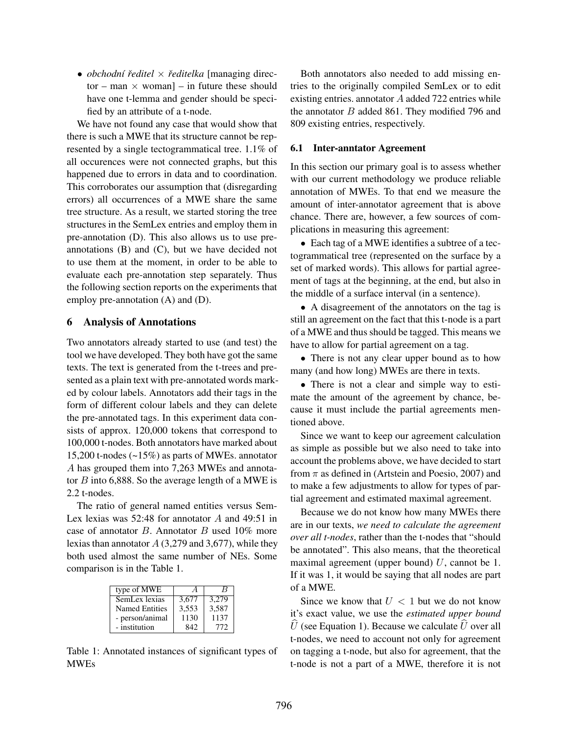- *obchodní ředitel* × *ředitelka* [managing director – man × woman] – in future these should have one t-lemma and gender should be specified by an attribute of a t-node.

We have not found any case that would show that there is such a MWE that its structure cannot be represented by a single tectogrammatical tree. 1.1% of all occurences were not connected graphs, but this happened due to errors in data and to coordination. This corroborates our assumption that (disregarding errors) all occurrences of a MWE share the same tree structure. As a result, we started storing the tree structures in the SemLex entries and employ them in pre-annotation (D). This also allows us to use pre-annotations (B) and (C), but we have decided not to use them at the moment, in order to be able to evaluate each pre-annotation step separately. Thus the following section reports on the experiments that employ pre-annotation (A) and (D).

## 6 Analysis of Annotations

Two annotators already started to use (and test) the tool we have developed. They both have got the same texts. The text is generated from the t-trees and presented as a plain text with pre-annotated words marked by colour labels. Annotators add their tags in the form of different colour labels and they can delete the pre-annotated tags. In this experiment data consists of approx. 120,000 tokens that correspond to 100,000 t-nodes. Both annotators have marked about 15,200 t-nodes (~15%) as parts of MWEs. annotator $A$ has grouped them into 7,263 MWEs and annotator $B$ into 6,888. So the average length of a MWE is 2.2 t-nodes.

The ratio of general named entities versus SemLex lexias was 52:48 for annotator $A$ and 49:51 in case of annotator $B$. Annotator $B$ used 10% more lexias than annotator $A$ (3,279 and 3,677), while they both used almost the same number of NEs. Some comparison is in the Table 1.

| type of MWE | $A$ | $B$ |
|---|---|---|
| SemLex lexias | 3,677 | 3,279 |
| Named Entities | 3,553 | 3,587 |
| - person/animal | 1130 | 1137 |
| - institution | 842 | 772 |

Table 1: Annotated instances of significant types of MWEs

Both annotators also needed to add missing entries to the originally compiled SemLex or to edit existing entries. annotator $A$ added 722 entries while the annotator $B$ added 861. They modified 796 and 809 existing entries, respectively.

### 6.1 Inter-anntator Agreement

In this section our primary goal is to assess whether with our current methodology we produce reliable annotation of MWEs. To that end we measure the amount of inter-annotator agreement that is above chance. There are, however, a few sources of complications in measuring this agreement:

- Each tag of a MWE identifies a subtree of a tectogrammatical tree (represented on the surface by a set of marked words). This allows for partial agreement of tags at the beginning, at the end, but also in the middle of a surface interval (in a sentence).
- A disagreement of the annotators on the tag is still an agreement on the fact that this t-node is a part of a MWE and thus should be tagged. This means we have to allow for partial agreement on a tag.
- There is not any clear upper bound as to how many (and how long) MWEs are there in texts.
- There is not a clear and simple way to estimate the amount of the agreement by chance, because it must include the partial agreements mentioned above.

Since we want to keep our agreement calculation as simple as possible but we also need to take into account the problems above, we have decided to start from $\pi$ as defined in (Artstein and Poesio, 2007) and to make a few adjustments to allow for types of partial agreement and estimated maximal agreement.

Because we do not know how many MWEs there are in our texts, *we need to calculate the agreement over all t-nodes*, rather than the t-nodes that "should be annotated". This also means, that the theoretical maximal agreement (upper bound) $U$, cannot be 1. If it was 1, it would be saying that all nodes are part of a MWE.

Since we know that $U < 1$ but we do not know it's exact value, we use the *estimated upper bound* $\widehat{U}$ (see Equation 1). Because we calculate $\widehat{U}$ over all t-nodes, we need to account not only for agreement on tagging a t-node, but also for agreement, that the t-node is not a part of a MWE, therefore it is not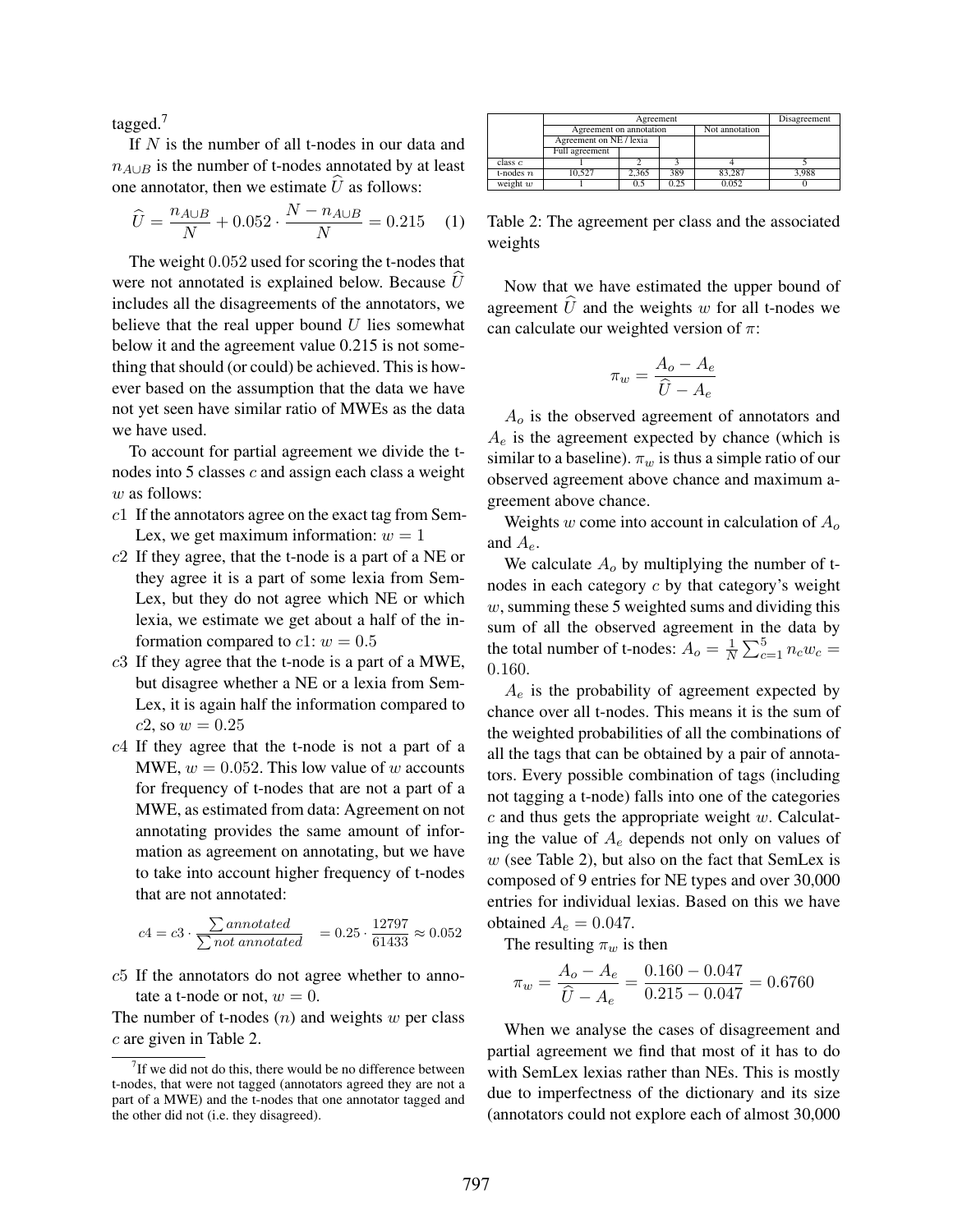tagged.[7]

If $N$ is the number of all t-nodes in our data and $n_{A \cup B}$ is the number of t-nodes annotated by at least one annotator, then we estimate $\widehat{U}$ as follows:

$$\widehat{U} = \frac{n_{A \cup B}}{N} + 0.052 \cdot \frac{N - n_{A \cup B}}{N} = 0.215 \quad (1)$$

The weight $0.052$ used for scoring the t-nodes that were not annotated is explained below. Because $\widehat{U}$ includes all the disagreements of the annotators, we believe that the real upper bound $U$ lies somewhat below it and the agreement value 0.215 is not something that should (or could) be achieved. This is however based on the assumption that the data we have not yet seen have similar ratio of MWEs as the data we have used.

To account for partial agreement we divide the t-nodes into 5 classes $c$ and assign each class a weight $w$ as follows:

- $c1$ If the annotators agree on the exact tag from SemLex, we get maximum information: $w = 1$
- $c2$ If they agree, that the t-node is a part of a NE or they agree it is a part of some lexia from SemLex, but they do not agree which NE or which lexia, we estimate we get about a half of the information compared to $c1$: $w = 0.5$
- $c3$ If they agree that the t-node is a part of a MWE, but disagree whether a NE or a lexia from SemLex, it is again half the information compared to $c2$, so $w = 0.25$
- $c4$ If they agree that the t-node is not a part of a MWE, $w = 0.052$. This low value of $w$ accounts for frequency of t-nodes that are not a part of a MWE, as estimated from data: Agreement on not annotating provides the same amount of information as agreement on annotating, but we have to take into account higher frequency of t-nodes that are not annotated:

$$c4 = c3 \cdot \frac{\sum annotated}{\sum not\ annotated} \quad = 0.25 \cdot \frac{12797}{61433} \approx 0.052$$

- $c5$ If the annotators do not agree whether to annotate a t-node or not, $w = 0$.

The number of t-nodes ($n$) and weights $w$ per class $c$ are given in Table 2.

[7] If we did not do this, there would be no difference between t-nodes, that were not tagged (annotators agreed they are not a part of a MWE) and the t-nodes that one annotator tagged and the other did not (i.e. they disagreed).

| | Agreement | | | | Disagreement |
|---|---|---|---|---|---|
| | Agreement on annotation | | | Not annotation | |
| | Agreement on NE / lexia | | | | |
| | Full agreement | | | | |
| class $c$ | 1 | 2 | 3 | 4 | 5 |
| t-nodes $n$ | 10,527 | 2,365 | 389 | 83,287 | 3,988 |
| weight $w$ | 1 | 0.5 | 0.25 | 0.052 | 0 |

Table 2: The agreement per class and the associated weights

Now that we have estimated the upper bound of agreement $\widehat{U}$ and the weights $w$ for all t-nodes we can calculate our weighted version of $\pi$:

$$\pi_w = \frac{A_o - A_e}{\widehat{U} - A_e}$$

$A_o$ is the observed agreement of annotators and $A_e$ is the agreement expected by chance (which is similar to a baseline). $\pi_w$ is thus a simple ratio of our observed agreement above chance and maximum agreement above chance.

Weights $w$ come into account in calculation of $A_o$ and $A_e$.

We calculate $A_o$ by multiplying the number of t-nodes in each category $c$ by that category's weight $w$, summing these 5 weighted sums and dividing this sum of all the observed agreement in the data by the total number of t-nodes: $A_o = \frac{1}{N}\sum_{c=1}^{5} n_c w_c = 0.160$.

$A_e$ is the probability of agreement expected by chance over all t-nodes. This means it is the sum of the weighted probabilities of all the combinations of all the tags that can be obtained by a pair of annotators. Every possible combination of tags (including not tagging a t-node) falls into one of the categories $c$ and thus gets the appropriate weight $w$. Calculating the value of $A_e$ depends not only on values of $w$ (see Table 2), but also on the fact that SemLex is composed of 9 entries for NE types and over 30,000 entries for individual lexias. Based on this we have obtained $A_e = 0.047$.

The resulting $\pi_w$ is then

$$\pi_w = \frac{A_o - A_e}{\widehat{U} - A_e} = \frac{0.160 - 0.047}{0.215 - 0.047} = 0.6760$$

When we analyse the cases of disagreement and partial agreement we find that most of it has to do with SemLex lexias rather than NEs. This is mostly due to imperfectness of the dictionary and its size (annotators could not explore each of almost 30,000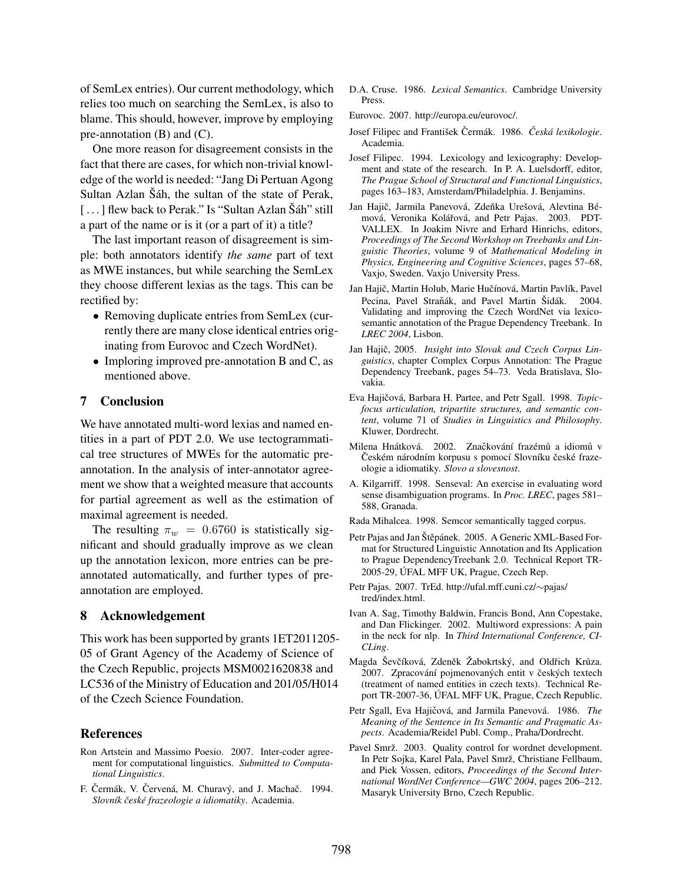of SemLex entries). Our current methodology, which relies too much on searching the SemLex, is also to blame. This should, however, improve by employing pre-annotation (B) and (C).

One more reason for disagreement consists in the fact that there are cases, for which non-trivial knowledge of the world is needed: "Jang Di Pertuan Agong Sultan Azlan Šáh, the sultan of the state of Perak, [ . . . ] flew back to Perak." Is "Sultan Azlan Šáh" still a part of the name or is it (or a part of it) a title?

The last important reason of disagreement is simple: both annotators identify *the same* part of text as MWE instances, but while searching the SemLex they choose different lexias as the tags. This can be rectified by:

- Removing duplicate entries from SemLex (currently there are many close identical entries originating from Eurovoc and Czech WordNet).
- Imploring improved pre-annotation B and C, as mentioned above.

## 7 Conclusion

We have annotated multi-word lexias and named entities in a part of PDT 2.0. We use tectogrammatical tree structures of MWEs for the automatic pre-annotation. In the analysis of inter-annotator agreement we show that a weighted measure that accounts for partial agreement as well as the estimation of maximal agreement is needed.

The resulting $\pi_w = 0.6760$ is statistically significant and should gradually improve as we clean up the annotation lexicon, more entries can be pre-annotated automatically, and further types of pre-annotation are employed.

## 8 Acknowledgement

This work has been supported by grants 1ET201120505 of Grant Agency of the Academy of Science of the Czech Republic, projects MSM0021620838 and LC536 of the Ministry of Education and 201/05/H014 of the Czech Science Foundation.

## References

Ron Artstein and Massimo Poesio. 2007. Inter-coder agreement for computational linguistics. *Submitted to Computational Linguistics*.

F. Čermák, V. Červená, M. Churavý, and J. Machač. 1994. *Slovník české frazeologie a idiomatiky*. Academia.

D.A. Cruse. 1986. *Lexical Semantics*. Cambridge University Press.

Eurovoc. 2007. http://europa.eu/eurovoc/.

Josef Filipec and František Čermák. 1986. *Česká lexikologie*. Academia.

Josef Filipec. 1994. Lexicology and lexicography: Development and state of the research. In P. A. Luelsdorff, editor, *The Prague School of Structural and Functional Linguistics*, pages 163–183, Amsterdam/Philadelphia. J. Benjamins.

Jan Hajič, Jarmila Panevová, Zdeňka Urešová, Alevtina Bémová, Veronika Kolářová, and Petr Pajas. 2003. PDT-VALLEX. In Joakim Nivre and Erhard Hinrichs, editors, *Proceedings of The Second Workshop on Treebanks and Linguistic Theories*, volume 9 of *Mathematical Modeling in Physics, Engineering and Cognitive Sciences*, pages 57–68, Vaxjo, Sweden. Vaxjo University Press.

Jan Hajič, Martin Holub, Marie Hučínová, Martin Pavlík, Pavel Pecina, Pavel Straňák, and Pavel Martin Šidák. 2004. Validating and improving the Czech WordNet via lexico-semantic annotation of the Prague Dependency Treebank. In *LREC 2004*, Lisbon.

Jan Hajič, 2005. *Insight into Slovak and Czech Corpus Linguistics*, chapter Complex Corpus Annotation: The Prague Dependency Treebank, pages 54–73. Veda Bratislava, Slovakia.

Eva Hajičová, Barbara H. Partee, and Petr Sgall. 1998. *Topic-focus articulation, tripartite structures, and semantic content*, volume 71 of *Studies in Linguistics and Philosophy*. Kluwer, Dordrecht.

Milena Hnátková. 2002. Značkování frazémů a idiomů v Českém národním korpusu s pomocí Slovníku české frazeologie a idiomatiky. *Slovo a slovesnost*.

A. Kilgarriff. 1998. Senseval: An exercise in evaluating word sense disambiguation programs. In *Proc. LREC*, pages 581–588, Granada.

Rada Mihalcea. 1998. Semcor semantically tagged corpus.

Petr Pajas and Jan Štěpánek. 2005. A Generic XML-Based Format for Structured Linguistic Annotation and Its Application to Prague DependencyTreebank 2.0. Technical Report TR-2005-29, ÚFAL MFF UK, Prague, Czech Rep.

Petr Pajas. 2007. TrEd. http://ufal.mff.cuni.cz/∼pajas/tred/index.html.

Ivan A. Sag, Timothy Baldwin, Francis Bond, Ann Copestake, and Dan Flickinger. 2002. Multiword expressions: A pain in the neck for nlp. In *Third International Conference, CICLing*.

Magda Ševčíková, Zdeněk Žabokrtský, and Oldřich Krůza. 2007. Zpracování pojmenovaných entit v českých textech (treatment of named entities in czech texts). Technical Report TR-2007-36, ÚFAL MFF UK, Prague, Czech Republic.

Petr Sgall, Eva Hajičová, and Jarmila Panevová. 1986. *The Meaning of the Sentence in Its Semantic and Pragmatic Aspects*. Academia/Reidel Publ. Comp., Praha/Dordrecht.

Pavel Smrž. 2003. Quality control for wordnet development. In Petr Sojka, Karel Pala, Pavel Smrž, Christiane Fellbaum, and Piek Vossen, editors, *Proceedings of the Second International WordNet Conference—GWC 2004*, pages 206–212. Masaryk University Brno, Czech Republic.